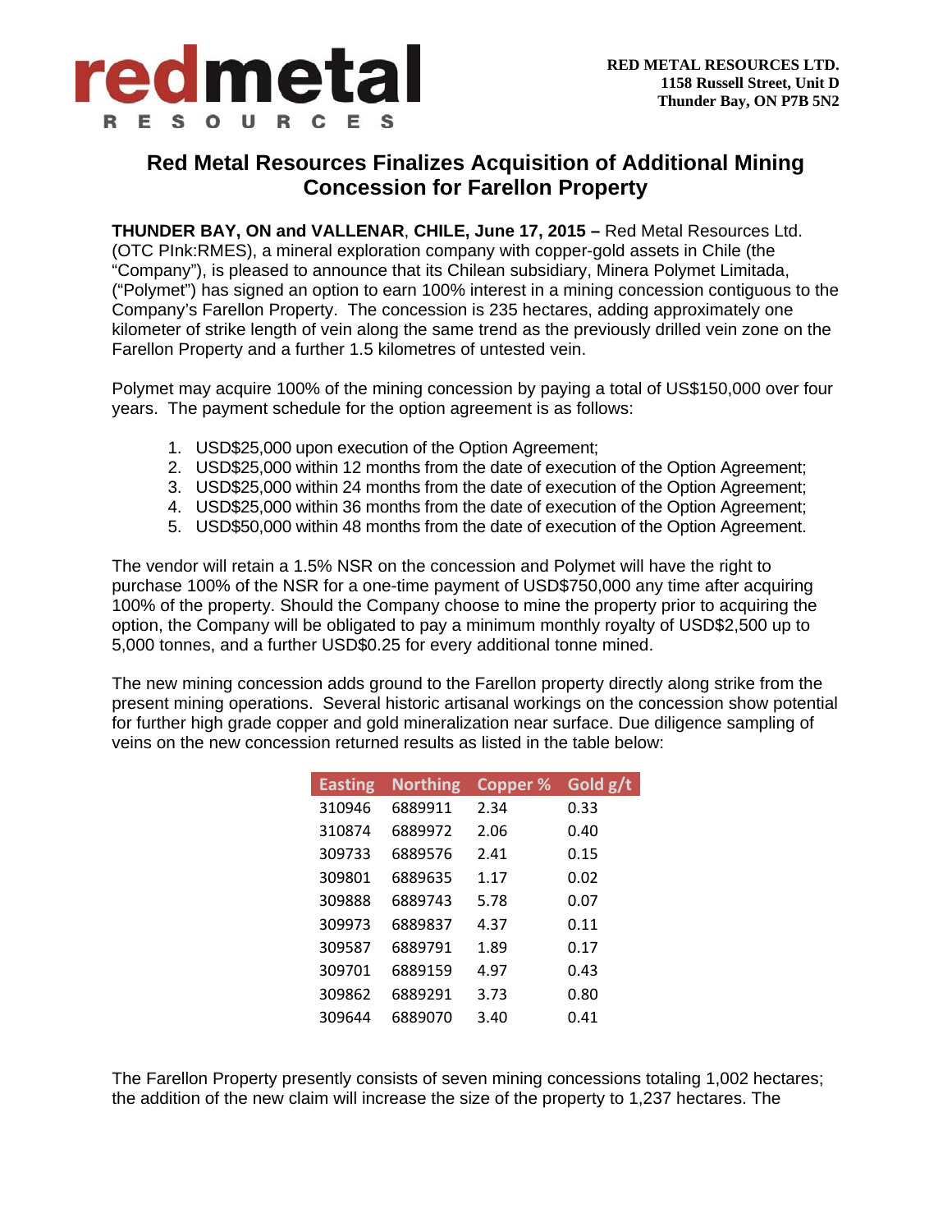redmetal
RESOURCES

**RED METAL RESOURCES LTD.**
**1158 Russell Street, Unit D**
**Thunder Bay, ON P7B 5N2**

# Red Metal Resources Finalizes Acquisition of Additional Mining Concession for Farellon Property

**THUNDER BAY, ON and VALLENAR, CHILE, June 17, 2015 –** Red Metal Resources Ltd. (OTC PInk:RMES), a mineral exploration company with copper-gold assets in Chile (the "Company"), is pleased to announce that its Chilean subsidiary, Minera Polymet Limitada, ("Polymet") has signed an option to earn 100% interest in a mining concession contiguous to the Company's Farellon Property. The concession is 235 hectares, adding approximately one kilometer of strike length of vein along the same trend as the previously drilled vein zone on the Farellon Property and a further 1.5 kilometres of untested vein.

Polymet may acquire 100% of the mining concession by paying a total of US$150,000 over four years. The payment schedule for the option agreement is as follows:

1. USD$25,000 upon execution of the Option Agreement;
2. USD$25,000 within 12 months from the date of execution of the Option Agreement;
3. USD$25,000 within 24 months from the date of execution of the Option Agreement;
4. USD$25,000 within 36 months from the date of execution of the Option Agreement;
5. USD$50,000 within 48 months from the date of execution of the Option Agreement.

The vendor will retain a 1.5% NSR on the concession and Polymet will have the right to purchase 100% of the NSR for a one-time payment of USD$750,000 any time after acquiring 100% of the property. Should the Company choose to mine the property prior to acquiring the option, the Company will be obligated to pay a minimum monthly royalty of USD$2,500 up to 5,000 tonnes, and a further USD$0.25 for every additional tonne mined.

The new mining concession adds ground to the Farellon property directly along strike from the present mining operations. Several historic artisanal workings on the concession show potential for further high grade copper and gold mineralization near surface. Due diligence sampling of veins on the new concession returned results as listed in the table below:

| Easting | Northing | Copper % | Gold g/t |
|---|---|---|---|
| 310946 | 6889911 | 2.34 | 0.33 |
| 310874 | 6889972 | 2.06 | 0.40 |
| 309733 | 6889576 | 2.41 | 0.15 |
| 309801 | 6889635 | 1.17 | 0.02 |
| 309888 | 6889743 | 5.78 | 0.07 |
| 309973 | 6889837 | 4.37 | 0.11 |
| 309587 | 6889791 | 1.89 | 0.17 |
| 309701 | 6889159 | 4.97 | 0.43 |
| 309862 | 6889291 | 3.73 | 0.80 |
| 309644 | 6889070 | 3.40 | 0.41 |

The Farellon Property presently consists of seven mining concessions totaling 1,002 hectares; the addition of the new claim will increase the size of the property to 1,237 hectares. The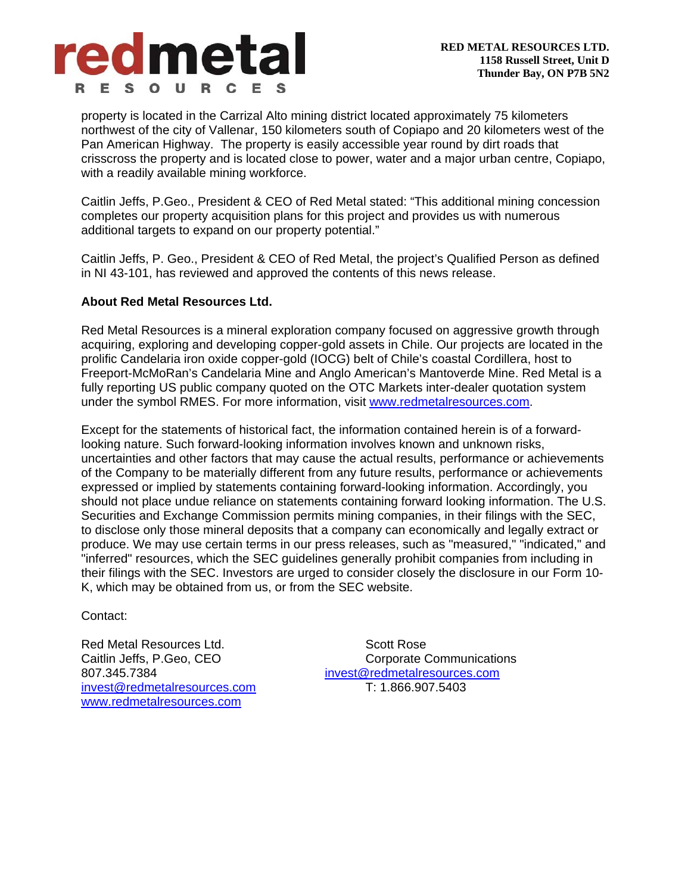property is located in the Carrizal Alto mining district located approximately 75 kilometers northwest of the city of Vallenar, 150 kilometers south of Copiapo and 20 kilometers west of the Pan American Highway. The property is easily accessible year round by dirt roads that crisscross the property and is located close to power, water and a major urban centre, Copiapo, with a readily available mining workforce.

Caitlin Jeffs, P.Geo., President & CEO of Red Metal stated: "This additional mining concession completes our property acquisition plans for this project and provides us with numerous additional targets to expand on our property potential."

Caitlin Jeffs, P. Geo., President & CEO of Red Metal, the project's Qualified Person as defined in NI 43-101, has reviewed and approved the contents of this news release.

**About Red Metal Resources Ltd.**

Red Metal Resources is a mineral exploration company focused on aggressive growth through acquiring, exploring and developing copper-gold assets in Chile. Our projects are located in the prolific Candelaria iron oxide copper-gold (IOCG) belt of Chile's coastal Cordillera, host to Freeport-McMoRan's Candelaria Mine and Anglo American's Mantoverde Mine. Red Metal is a fully reporting US public company quoted on the OTC Markets inter-dealer quotation system under the symbol RMES. For more information, visit www.redmetalresources.com.

Except for the statements of historical fact, the information contained herein is of a forward-looking nature. Such forward-looking information involves known and unknown risks, uncertainties and other factors that may cause the actual results, performance or achievements of the Company to be materially different from any future results, performance or achievements expressed or implied by statements containing forward-looking information. Accordingly, you should not place undue reliance on statements containing forward looking information. The U.S. Securities and Exchange Commission permits mining companies, in their filings with the SEC, to disclose only those mineral deposits that a company can economically and legally extract or produce. We may use certain terms in our press releases, such as "measured," "indicated," and "inferred" resources, which the SEC guidelines generally prohibit companies from including in their filings with the SEC. Investors are urged to consider closely the disclosure in our Form 10-K, which may be obtained from us, or from the SEC website.

Contact:

Red Metal Resources Ltd.
Caitlin Jeffs, P.Geo, CEO
807.345.7384
invest@redmetalresources.com
www.redmetalresources.com

Scott Rose
Corporate Communications
invest@redmetalresources.com
T: 1.866.907.5403